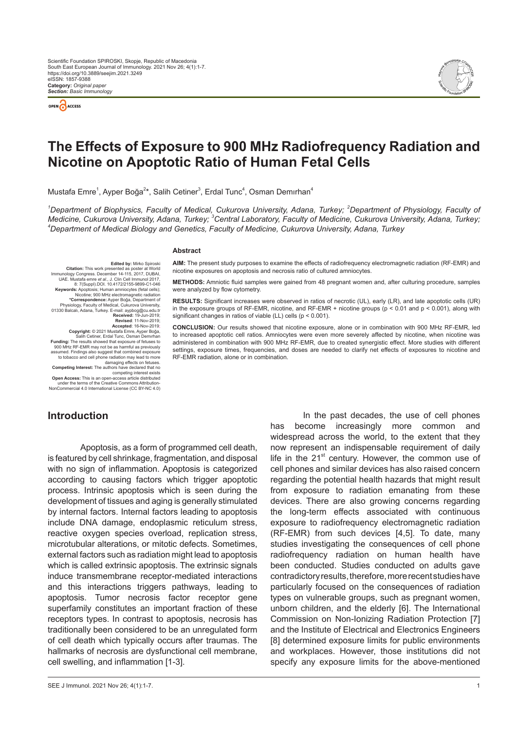Scientific Foundation SPIROSKI, Skopje, Republic of Macedonia
South East European Journal of Immunology. 2021 Nov 26; 4(1):1-7.
https://doi.org/10.3889/seejim.2021.3249
eISSN: 1857-9388
**Category:** *Original paper*
***Section:** Basic Immunology*

# The Effects of Exposure to 900 MHz Radiofrequency Radiation and Nicotine on Apoptotic Ratio of Human Fetal Cells

Mustafa Emre[1], Ayper Boğa[2]*, Salih Cetiner[3], Erdal Tunc[4], Osman Demırhan[4]

*[1]Department of Biophysics, Faculty of Medical, Cukurova University, Adana, Turkey; [2]Department of Physiology, Faculty of Medicine, Cukurova University, Adana, Turkey; [3]Central Laboratory, Faculty of Medicine, Cukurova University, Adana, Turkey; [4]Department of Medical Biology and Genetics, Faculty of Medicine, Cukurova University, Adana, Turkey*

**Edited by:** Mirko Spiroski
**Citation:** This work presented as poster at World Immunology Congress. December 14-115, 2017, DUBAI, UAE. Mustafa emre *et al.*, J. Clin Cell Immunol 2017, 8: 7(Suppl).DOI. 10.4172/2155-9899-C1-046
**Keywords:** Apoptosis; Human amniocytes (fetal cells); Nicotine; 900 MHz electromagnetic radiation
***Correspondence:** Ayper Boğa, Department of Physiology, Faculty of Medical, Cukurova University, 01330 Balcalı, Adana, Turkey. E-mail: aypbog@cu.edu.tr
**Received:** 19-Jun-2019;
**Revised:** 11-Nov-2019;
**Accepted:** 16-Nov-2019;
**Copyright:** © 2021 Mustafa Emre, Ayper Boğa, Salih Cetiner, Erdal Tunc, Osman Demırhan
**Funding:** The results showed that exposure of fetuses to 900 MHz RF-EMR may not be as harmful as previously assumed. Findings also suggest that combined exposure to tobacco and cell phone radiation may lead to more damaging effects on fetuses.
**Competing Interest:** The authors have declared that no competing interest exists
**Open Access:** This is an open-access article distributed under the terms of the Creative Commons Attribution-NonCommercial 4.0 International License (CC BY-NC 4.0)

### Abstract

**AIM:** The present study purposes to examine the effects of radiofrequency electromagnetic radiation (RF-EMR) and nicotine exposures on apoptosis and necrosis ratio of cultured amniocytes.

**METHODS:** Amniotic fluid samples were gained from 48 pregnant women and, after culturing procedure, samples were analyzed by flow cytometry.

**RESULTS:** Significant increases were observed in ratios of necrotic (UL), early (LR), and late apoptotic cells (UR) in the exposure groups of RF-EMR, nicotine, and RF-EMR + nicotine groups ($p < 0.01$ and $p < 0.001$), along with significant changes in ratios of viable (LL) cells ($p < 0.001$).

**CONCLUSION:** Our results showed that nicotine exposure, alone or in combination with 900 MHz RF-EMR, led to increased apoptotic cell ratios. Amniocytes were even more severely affected by nicotine, when nicotine was administered in combination with 900 MHz RF-EMR, due to created synergistic effect. More studies with different settings, exposure times, frequencies, and doses are needed to clarify net effects of exposures to nicotine and RF-EMR radiation, alone or in combination.

## Introduction

Apoptosis, as a form of programmed cell death, is featured by cell shrinkage, fragmentation, and disposal with no sign of inflammation. Apoptosis is categorized according to causing factors which trigger apoptotic process. Intrinsic apoptosis which is seen during the development of tissues and aging is generally stimulated by internal factors. Internal factors leading to apoptosis include DNA damage, endoplasmic reticulum stress, reactive oxygen species overload, replication stress, microtubular alterations, or mitotic defects. Sometimes, external factors such as radiation might lead to apoptosis which is called extrinsic apoptosis. The extrinsic signals induce transmembrane receptor-mediated interactions and this interactions triggers pathways, leading to apoptosis. Tumor necrosis factor receptor gene superfamily constitutes an important fraction of these receptors types. In contrast to apoptosis, necrosis has traditionally been considered to be an unregulated form of cell death which typically occurs after traumas. The hallmarks of necrosis are dysfunctional cell membrane, cell swelling, and inflammation [1-3].

In the past decades, the use of cell phones has become increasingly more common and widespread across the world, to the extent that they now represent an indispensable requirement of daily life in the 21st century. However, the common use of cell phones and similar devices has also raised concern regarding the potential health hazards that might result from exposure to radiation emanating from these devices. There are also growing concerns regarding the long-term effects associated with continuous exposure to radiofrequency electromagnetic radiation (RF-EMR) from such devices [4,5]. To date, many studies investigating the consequences of cell phone radiofrequency radiation on human health have been conducted. Studies conducted on adults gave contradictory results, therefore, more recent studies have particularly focused on the consequences of radiation types on vulnerable groups, such as pregnant women, unborn children, and the elderly [6]. The International Commission on Non-Ionizing Radiation Protection [7] and the Institute of Electrical and Electronics Engineers [8] determined exposure limits for public environments and workplaces. However, those institutions did not specify any exposure limits for the above-mentioned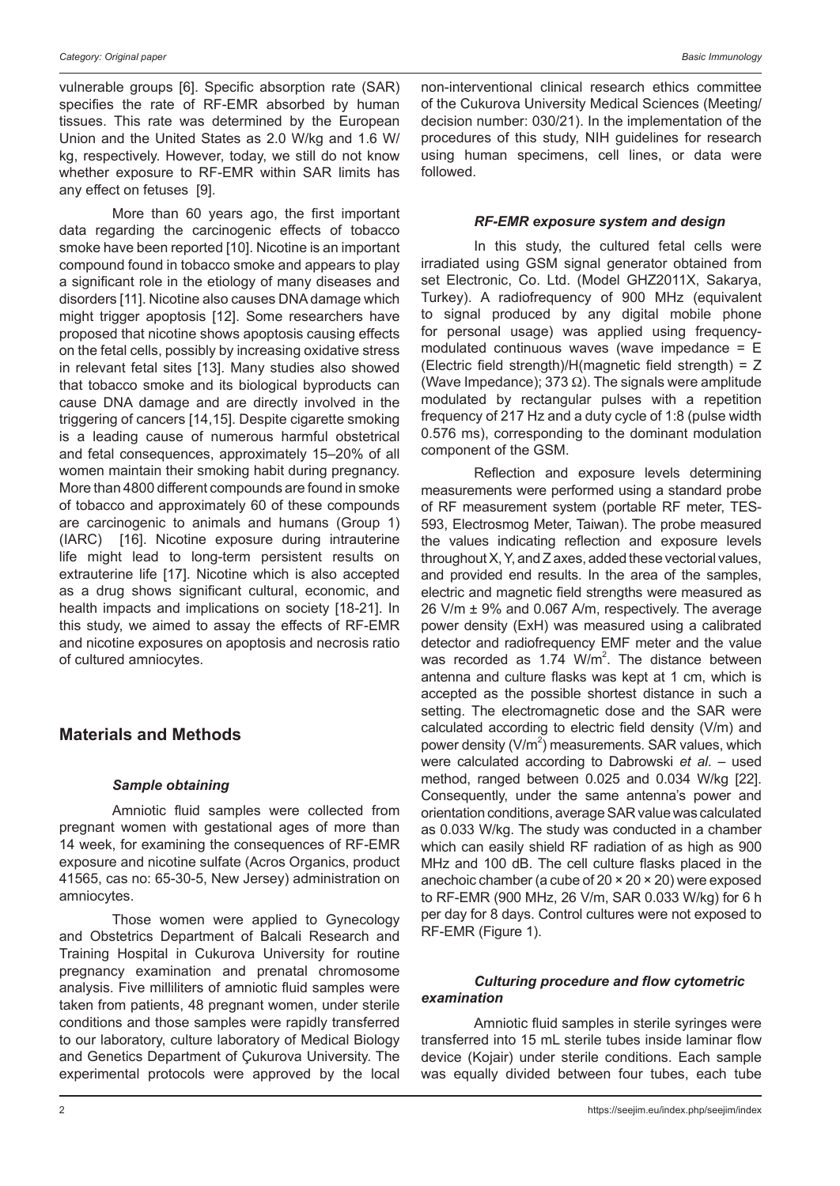vulnerable groups [6]. Specific absorption rate (SAR) specifies the rate of RF-EMR absorbed by human tissues. This rate was determined by the European Union and the United States as 2.0 W/kg and 1.6 W/kg, respectively. However, today, we still do not know whether exposure to RF-EMR within SAR limits has any effect on fetuses [9].

More than 60 years ago, the first important data regarding the carcinogenic effects of tobacco smoke have been reported [10]. Nicotine is an important compound found in tobacco smoke and appears to play a significant role in the etiology of many diseases and disorders [11]. Nicotine also causes DNA damage which might trigger apoptosis [12]. Some researchers have proposed that nicotine shows apoptosis causing effects on the fetal cells, possibly by increasing oxidative stress in relevant fetal sites [13]. Many studies also showed that tobacco smoke and its biological byproducts can cause DNA damage and are directly involved in the triggering of cancers [14,15]. Despite cigarette smoking is a leading cause of numerous harmful obstetrical and fetal consequences, approximately 15–20% of all women maintain their smoking habit during pregnancy. More than 4800 different compounds are found in smoke of tobacco and approximately 60 of these compounds are carcinogenic to animals and humans (Group 1) (IARC) [16]. Nicotine exposure during intrauterine life might lead to long-term persistent results on extrauterine life [17]. Nicotine which is also accepted as a drug shows significant cultural, economic, and health impacts and implications on society [18-21]. In this study, we aimed to assay the effects of RF-EMR and nicotine exposures on apoptosis and necrosis ratio of cultured amniocytes.

## Materials and Methods

### *Sample obtaining*

Amniotic fluid samples were collected from pregnant women with gestational ages of more than 14 week, for examining the consequences of RF-EMR exposure and nicotine sulfate (Acros Organics, product 41565, cas no: 65-30-5, New Jersey) administration on amniocytes.

Those women were applied to Gynecology and Obstetrics Department of Balcali Research and Training Hospital in Cukurova University for routine pregnancy examination and prenatal chromosome analysis. Five milliliters of amniotic fluid samples were taken from patients, 48 pregnant women, under sterile conditions and those samples were rapidly transferred to our laboratory, culture laboratory of Medical Biology and Genetics Department of Çukurova University. The experimental protocols were approved by the local non-interventional clinical research ethics committee of the Cukurova University Medical Sciences (Meeting/decision number: 030/21). In the implementation of the procedures of this study, NIH guidelines for research using human specimens, cell lines, or data were followed.

### *RF-EMR exposure system and design*

In this study, the cultured fetal cells were irradiated using GSM signal generator obtained from set Electronic, Co. Ltd. (Model GHZ2011X, Sakarya, Turkey). A radiofrequency of 900 MHz (equivalent to signal produced by any digital mobile phone for personal usage) was applied using frequency-modulated continuous waves (wave impedance = E (Electric field strength)/H(magnetic field strength) = Z (Wave Impedance); 373 Ω). The signals were amplitude modulated by rectangular pulses with a repetition frequency of 217 Hz and a duty cycle of 1:8 (pulse width 0.576 ms), corresponding to the dominant modulation component of the GSM.

Reflection and exposure levels determining measurements were performed using a standard probe of RF measurement system (portable RF meter, TES-593, Electrosmog Meter, Taiwan). The probe measured the values indicating reflection and exposure levels throughout X, Y, and Z axes, added these vectorial values, and provided end results. In the area of the samples, electric and magnetic field strengths were measured as 26 V/m ± 9% and 0.067 A/m, respectively. The average power density (ExH) was measured using a calibrated detector and radiofrequency EMF meter and the value was recorded as 1.74 W/m$^2$. The distance between antenna and culture flasks was kept at 1 cm, which is accepted as the possible shortest distance in such a setting. The electromagnetic dose and the SAR were calculated according to electric field density (V/m) and power density (V/m$^2$) measurements. SAR values, which were calculated according to Dabrowski *et al*. – used method, ranged between 0.025 and 0.034 W/kg [22]. Consequently, under the same antenna's power and orientation conditions, average SAR value was calculated as 0.033 W/kg. The study was conducted in a chamber which can easily shield RF radiation of as high as 900 MHz and 100 dB. The cell culture flasks placed in the anechoic chamber (a cube of 20 × 20 × 20) were exposed to RF-EMR (900 MHz, 26 V/m, SAR 0.033 W/kg) for 6 h per day for 8 days. Control cultures were not exposed to RF-EMR (Figure 1).

### *Culturing procedure and flow cytometric examination*

Amniotic fluid samples in sterile syringes were transferred into 15 mL sterile tubes inside laminar flow device (Kojair) under sterile conditions. Each sample was equally divided between four tubes, each tube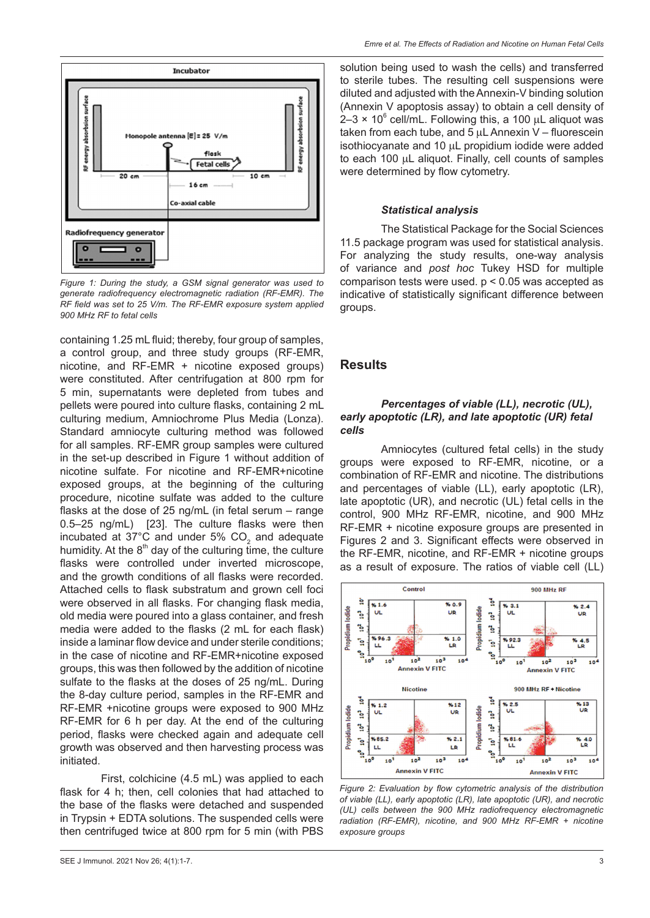Figure 1: During the study, a GSM signal generator was used to generate radiofrequency electromagnetic radiation (RF-EMR). The RF field was set to 25 V/m. The RF-EMR exposure system applied 900 MHz RF to fetal cells

containing 1.25 mL fluid; thereby, four group of samples, a control group, and three study groups (RF-EMR, nicotine, and RF-EMR + nicotine exposed groups) were constituted. After centrifugation at 800 rpm for 5 min, supernatants were depleted from tubes and pellets were poured into culture flasks, containing 2 mL culturing medium, Amniochrome Plus Media (Lonza). Standard amniocyte culturing method was followed for all samples. RF-EMR group samples were cultured in the set-up described in Figure 1 without addition of nicotine sulfate. For nicotine and RF-EMR+nicotine exposed groups, at the beginning of the culturing procedure, nicotine sulfate was added to the culture flasks at the dose of 25 ng/mL (in fetal serum – range 0.5–25 ng/mL) [23]. The culture flasks were then incubated at 37°C and under 5% $CO_2$ and adequate humidity. At the 8th day of the culturing time, the culture flasks were controlled under inverted microscope, and the growth conditions of all flasks were recorded. Attached cells to flask substratum and grown cell foci were observed in all flasks. For changing flask media, old media were poured into a glass container, and fresh media were added to the flasks (2 mL for each flask) inside a laminar flow device and under sterile conditions; in the case of nicotine and RF-EMR+nicotine exposed groups, this was then followed by the addition of nicotine sulfate to the flasks at the doses of 25 ng/mL. During the 8-day culture period, samples in the RF-EMR and RF-EMR +nicotine groups were exposed to 900 MHz RF-EMR for 6 h per day. At the end of the culturing period, flasks were checked again and adequate cell growth was observed and then harvesting process was initiated.

First, colchicine (4.5 mL) was applied to each flask for 4 h; then, cell colonies that had attached to the base of the flasks were detached and suspended in Trypsin + EDTA solutions. The suspended cells were then centrifuged twice at 800 rpm for 5 min (with PBS solution being used to wash the cells) and transferred to sterile tubes. The resulting cell suspensions were diluted and adjusted with the Annexin-V binding solution (Annexin V apoptosis assay) to obtain a cell density of 2–3 × $10^6$ cell/mL. Following this, a 100 µL aliquot was taken from each tube, and 5 µL Annexin V – fluorescein isothiocyanate and 10 µL propidium iodide were added to each 100 µL aliquot. Finally, cell counts of samples were determined by flow cytometry.

### *Statistical analysis*

The Statistical Package for the Social Sciences 11.5 package program was used for statistical analysis. For analyzing the study results, one-way analysis of variance and *post hoc* Tukey HSD for multiple comparison tests were used. $p < 0.05$ was accepted as indicative of statistically significant difference between groups.

## Results

### *Percentages of viable (LL), necrotic (UL), early apoptotic (LR), and late apoptotic (UR) fetal cells*

Amniocytes (cultured fetal cells) in the study groups were exposed to RF-EMR, nicotine, or a combination of RF-EMR and nicotine. The distributions and percentages of viable (LL), early apoptotic (LR), late apoptotic (UR), and necrotic (UL) fetal cells in the control, 900 MHz RF-EMR, nicotine, and 900 MHz RF-EMR + nicotine exposure groups are presented in Figures 2 and 3. Significant effects were observed in the RF-EMR, nicotine, and RF-EMR + nicotine groups as a result of exposure. The ratios of viable cell (LL)

Figure 2: Evaluation by flow cytometric analysis of the distribution of viable (LL), early apoptotic (LR), late apoptotic (UR), and necrotic (UL) cells between the 900 MHz radiofrequency electromagnetic radiation (RF-EMR), nicotine, and 900 MHz RF-EMR + nicotine exposure groups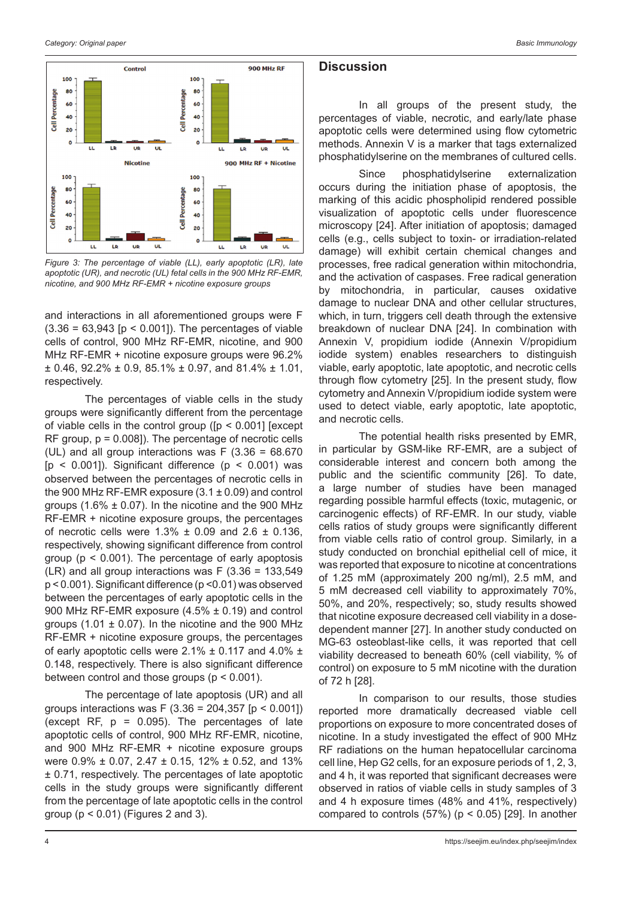Figure 3: The percentage of viable (LL), early apoptotic (LR), late apoptotic (UR), and necrotic (UL) fetal cells in the 900 MHz RF-EMR, nicotine, and 900 MHz RF-EMR + nicotine exposure groups

and interactions in all aforementioned groups were F (3.36 = 63,943 [$p < 0.001$]). The percentages of viable cells of control, 900 MHz RF-EMR, nicotine, and 900 MHz RF-EMR + nicotine exposure groups were 96.2% ± 0.46, 92.2% ± 0.9, 85.1% ± 0.97, and 81.4% ± 1.01, respectively.

The percentages of viable cells in the study groups were significantly different from the percentage of viable cells in the control group ([$p < 0.001$] [except RF group, $p = 0.008$]). The percentage of necrotic cells (UL) and all group interactions was F (3.36 = 68.670 [$p < 0.001$]). Significant difference ($p < 0.001$) was observed between the percentages of necrotic cells in the 900 MHz RF-EMR exposure (3.1 ± 0.09) and control groups (1.6% ± 0.07). In the nicotine and the 900 MHz RF-EMR + nicotine exposure groups, the percentages of necrotic cells were 1.3% ± 0.09 and 2.6 ± 0.136, respectively, showing significant difference from control group ($p < 0.001$). The percentage of early apoptosis (LR) and all group interactions was F (3.36 = 133,549 $p < 0.001$). Significant difference ($p < 0.01$) was observed between the percentages of early apoptotic cells in the 900 MHz RF-EMR exposure (4.5% ± 0.19) and control groups (1.01 ± 0.07). In the nicotine and the 900 MHz RF-EMR + nicotine exposure groups, the percentages of early apoptotic cells were 2.1% ± 0.117 and 4.0% ± 0.148, respectively. There is also significant difference between control and those groups ($p < 0.001$).

The percentage of late apoptosis (UR) and all groups interactions was F (3.36 = 204,357 [$p < 0.001$]) (except RF, $p = 0.095$). The percentages of late apoptotic cells of control, 900 MHz RF-EMR, nicotine, and 900 MHz RF-EMR + nicotine exposure groups were 0.9% ± 0.07, 2.47 ± 0.15, 12% ± 0.52, and 13% ± 0.71, respectively. The percentages of late apoptotic cells in the study groups were significantly different from the percentage of late apoptotic cells in the control group ($p < 0.01$) (Figures 2 and 3).

## Discussion

In all groups of the present study, the percentages of viable, necrotic, and early/late phase apoptotic cells were determined using flow cytometric methods. Annexin V is a marker that tags externalized phosphatidylserine on the membranes of cultured cells.

Since phosphatidylserine externalization occurs during the initiation phase of apoptosis, the marking of this acidic phospholipid rendered possible visualization of apoptotic cells under fluorescence microscopy [24]. After initiation of apoptosis; damaged cells (e.g., cells subject to toxin- or irradiation-related damage) will exhibit certain chemical changes and processes, free radical generation within mitochondria, and the activation of caspases. Free radical generation by mitochondria, in particular, causes oxidative damage to nuclear DNA and other cellular structures, which, in turn, triggers cell death through the extensive breakdown of nuclear DNA [24]. In combination with Annexin V, propidium iodide (Annexin V/propidium iodide system) enables researchers to distinguish viable, early apoptotic, late apoptotic, and necrotic cells through flow cytometry [25]. In the present study, flow cytometry and Annexin V/propidium iodide system were used to detect viable, early apoptotic, late apoptotic, and necrotic cells.

The potential health risks presented by EMR, in particular by GSM-like RF-EMR, are a subject of considerable interest and concern both among the public and the scientific community [26]. To date, a large number of studies have been managed regarding possible harmful effects (toxic, mutagenic, or carcinogenic effects) of RF-EMR. In our study, viable cells ratios of study groups were significantly different from viable cells ratio of control group. Similarly, in a study conducted on bronchial epithelial cell of mice, it was reported that exposure to nicotine at concentrations of 1.25 mM (approximately 200 ng/ml), 2.5 mM, and 5 mM decreased cell viability to approximately 70%, 50%, and 20%, respectively; so, study results showed that nicotine exposure decreased cell viability in a dose-dependent manner [27]. In another study conducted on MG-63 osteoblast-like cells, it was reported that cell viability decreased to beneath 60% (cell viability, % of control) on exposure to 5 mM nicotine with the duration of 72 h [28].

In comparison to our results, those studies reported more dramatically decreased viable cell proportions on exposure to more concentrated doses of nicotine. In a study investigated the effect of 900 MHz RF radiations on the human hepatocellular carcinoma cell line, Hep G2 cells, for an exposure periods of 1, 2, 3, and 4 h, it was reported that significant decreases were observed in ratios of viable cells in study samples of 3 and 4 h exposure times (48% and 41%, respectively) compared to controls (57%) ($p < 0.05$) [29]. In another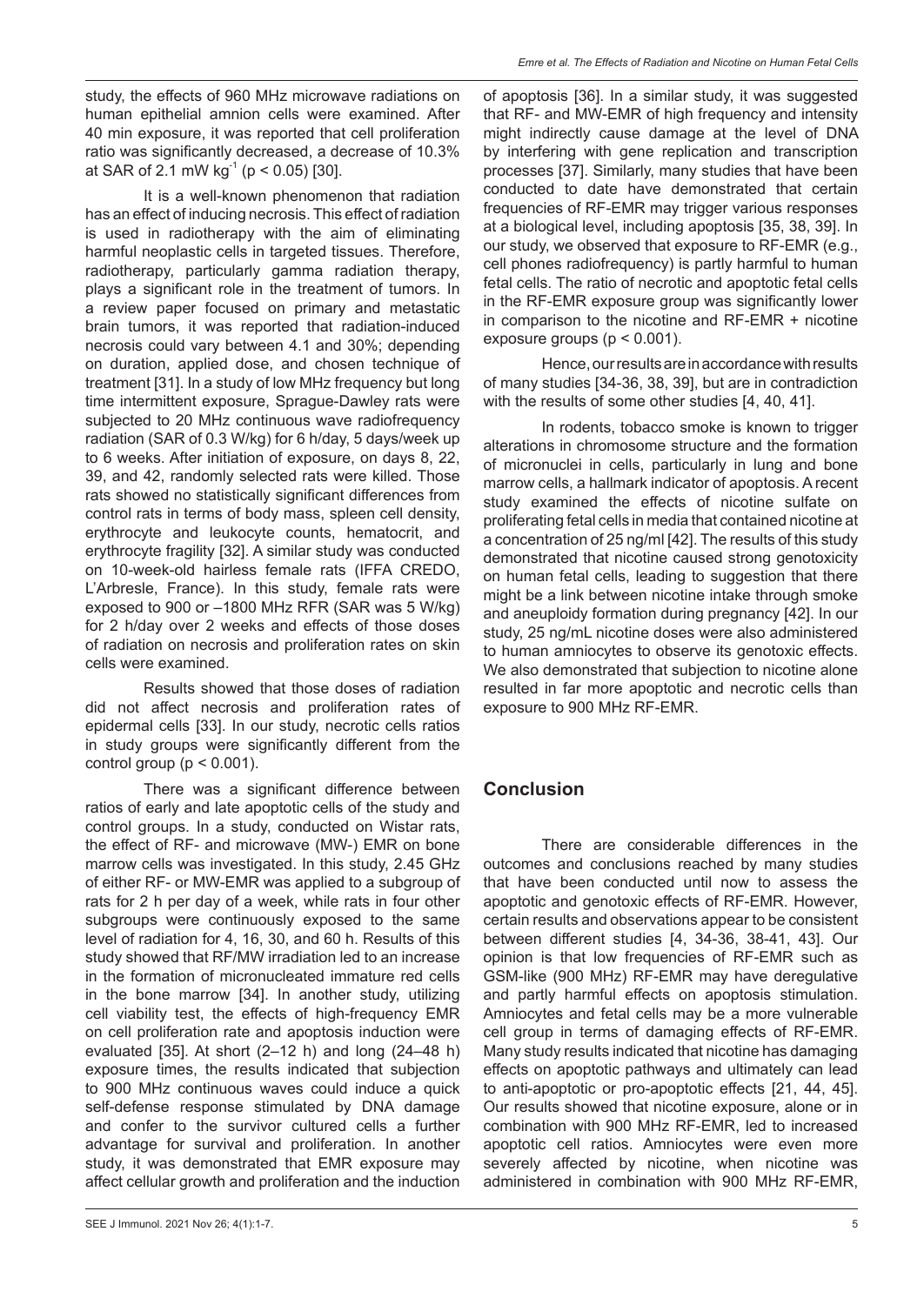study, the effects of 960 MHz microwave radiations on human epithelial amnion cells were examined. After 40 min exposure, it was reported that cell proliferation ratio was significantly decreased, a decrease of 10.3% at SAR of 2.1 mW kg$^{-1}$ ($p < 0.05$) [30].

It is a well-known phenomenon that radiation has an effect of inducing necrosis. This effect of radiation is used in radiotherapy with the aim of eliminating harmful neoplastic cells in targeted tissues. Therefore, radiotherapy, particularly gamma radiation therapy, plays a significant role in the treatment of tumors. In a review paper focused on primary and metastatic brain tumors, it was reported that radiation-induced necrosis could vary between 4.1 and 30%; depending on duration, applied dose, and chosen technique of treatment [31]. In a study of low MHz frequency but long time intermittent exposure, Sprague-Dawley rats were subjected to 20 MHz continuous wave radiofrequency radiation (SAR of 0.3 W/kg) for 6 h/day, 5 days/week up to 6 weeks. After initiation of exposure, on days 8, 22, 39, and 42, randomly selected rats were killed. Those rats showed no statistically significant differences from control rats in terms of body mass, spleen cell density, erythrocyte and leukocyte counts, hematocrit, and erythrocyte fragility [32]. A similar study was conducted on 10-week-old hairless female rats (IFFA CREDO, L'Arbresle, France). In this study, female rats were exposed to 900 or –1800 MHz RFR (SAR was 5 W/kg) for 2 h/day over 2 weeks and effects of those doses of radiation on necrosis and proliferation rates on skin cells were examined.

Results showed that those doses of radiation did not affect necrosis and proliferation rates of epidermal cells [33]. In our study, necrotic cells ratios in study groups were significantly different from the control group ($p < 0.001$).

There was a significant difference between ratios of early and late apoptotic cells of the study and control groups. In a study, conducted on Wistar rats, the effect of RF- and microwave (MW-) EMR on bone marrow cells was investigated. In this study, 2.45 GHz of either RF- or MW-EMR was applied to a subgroup of rats for 2 h per day of a week, while rats in four other subgroups were continuously exposed to the same level of radiation for 4, 16, 30, and 60 h. Results of this study showed that RF/MW irradiation led to an increase in the formation of micronucleated immature red cells in the bone marrow [34]. In another study, utilizing cell viability test, the effects of high-frequency EMR on cell proliferation rate and apoptosis induction were evaluated [35]. At short (2–12 h) and long (24–48 h) exposure times, the results indicated that subjection to 900 MHz continuous waves could induce a quick self-defense response stimulated by DNA damage and confer to the survivor cultured cells a further advantage for survival and proliferation. In another study, it was demonstrated that EMR exposure may affect cellular growth and proliferation and the induction of apoptosis [36]. In a similar study, it was suggested that RF- and MW-EMR of high frequency and intensity might indirectly cause damage at the level of DNA by interfering with gene replication and transcription processes [37]. Similarly, many studies that have been conducted to date have demonstrated that certain frequencies of RF-EMR may trigger various responses at a biological level, including apoptosis [35, 38, 39]. In our study, we observed that exposure to RF-EMR (e.g., cell phones radiofrequency) is partly harmful to human fetal cells. The ratio of necrotic and apoptotic fetal cells in the RF-EMR exposure group was significantly lower in comparison to the nicotine and RF-EMR + nicotine exposure groups ($p < 0.001$).

Hence, our results are in accordance with results of many studies [34-36, 38, 39], but are in contradiction with the results of some other studies [4, 40, 41].

In rodents, tobacco smoke is known to trigger alterations in chromosome structure and the formation of micronuclei in cells, particularly in lung and bone marrow cells, a hallmark indicator of apoptosis. A recent study examined the effects of nicotine sulfate on proliferating fetal cells in media that contained nicotine at a concentration of 25 ng/ml [42]. The results of this study demonstrated that nicotine caused strong genotoxicity on human fetal cells, leading to suggestion that there might be a link between nicotine intake through smoke and aneuploidy formation during pregnancy [42]. In our study, 25 ng/mL nicotine doses were also administered to human amniocytes to observe its genotoxic effects. We also demonstrated that subjection to nicotine alone resulted in far more apoptotic and necrotic cells than exposure to 900 MHz RF-EMR.

## Conclusion

There are considerable differences in the outcomes and conclusions reached by many studies that have been conducted until now to assess the apoptotic and genotoxic effects of RF-EMR. However, certain results and observations appear to be consistent between different studies [4, 34-36, 38-41, 43]. Our opinion is that low frequencies of RF-EMR such as GSM-like (900 MHz) RF-EMR may have deregulative and partly harmful effects on apoptosis stimulation. Amniocytes and fetal cells may be a more vulnerable cell group in terms of damaging effects of RF-EMR. Many study results indicated that nicotine has damaging effects on apoptotic pathways and ultimately can lead to anti-apoptotic or pro-apoptotic effects [21, 44, 45]. Our results showed that nicotine exposure, alone or in combination with 900 MHz RF-EMR, led to increased apoptotic cell ratios. Amniocytes were even more severely affected by nicotine, when nicotine was administered in combination with 900 MHz RF-EMR,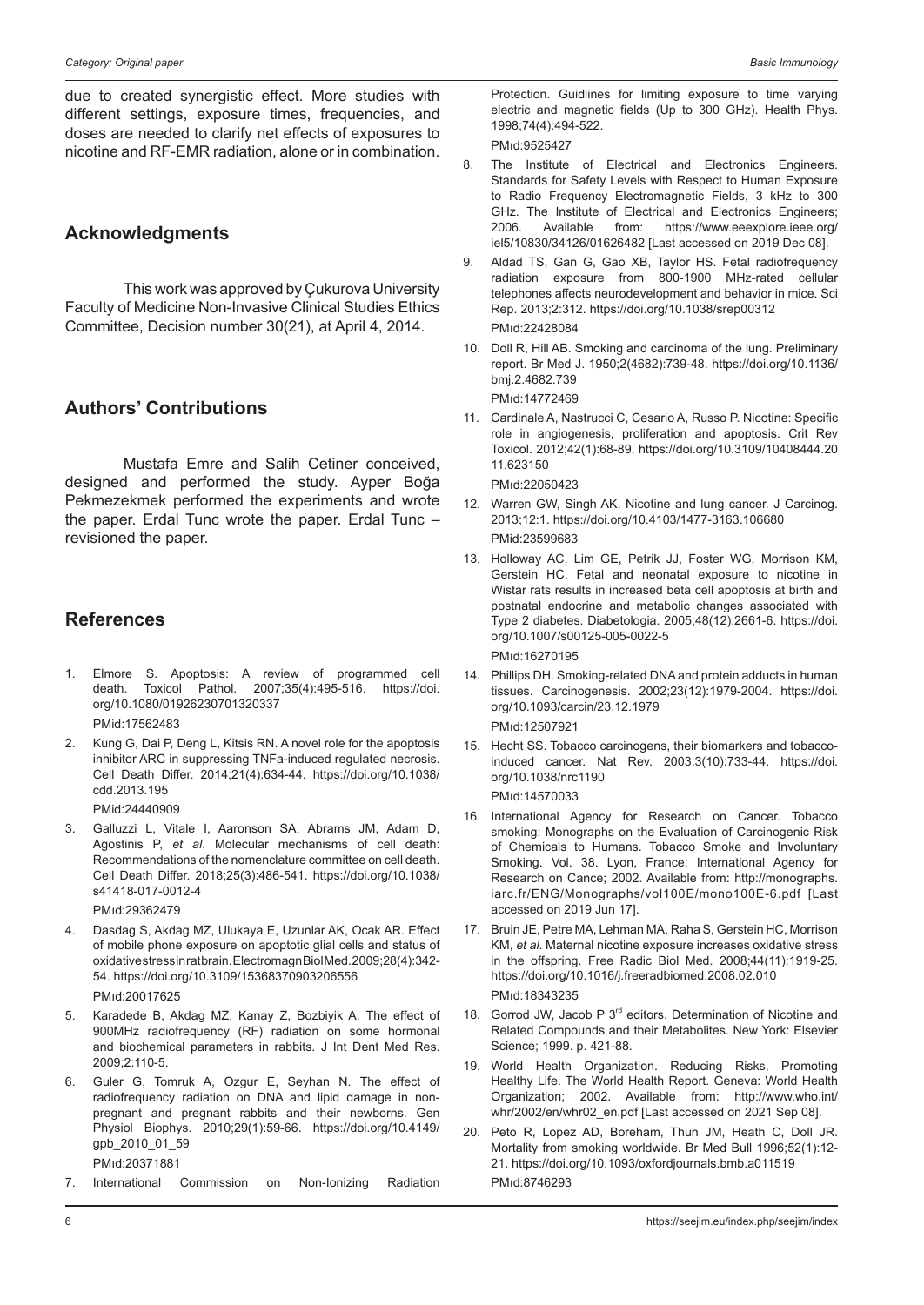due to created synergistic effect. More studies with different settings, exposure times, frequencies, and doses are needed to clarify net effects of exposures to nicotine and RF-EMR radiation, alone or in combination.

## Acknowledgments

This work was approved by Çukurova University Faculty of Medicine Non-Invasive Clinical Studies Ethics Committee, Decision number 30(21), at April 4, 2014.

## Authors' Contributions

Mustafa Emre and Salih Cetiner conceived, designed and performed the study. Ayper Boğa Pekmezekmek performed the experiments and wrote the paper. Erdal Tunc wrote the paper. Erdal Tunc – revisioned the paper.

## References

1. Elmore S. Apoptosis: A review of programmed cell death. Toxicol Pathol. 2007;35(4):495-516. https://doi.org/10.1080/01926230701320337
   PMid:17562483
2. Kung G, Dai P, Deng L, Kitsis RN. A novel role for the apoptosis inhibitor ARC in suppressing TNFa-induced regulated necrosis. Cell Death Differ. 2014;21(4):634-44. https://doi.org/10.1038/cdd.2013.195
   PMid:24440909
3. Galluzzi L, Vitale I, Aaronson SA, Abrams JM, Adam D, Agostinis P, *et al*. Molecular mechanisms of cell death: Recommendations of the nomenclature committee on cell death. Cell Death Differ. 2018;25(3):486-541. https://doi.org/10.1038/s41418-017-0012-4
   PMid:29362479
4. Dasdag S, Akdag MZ, Ulukaya E, Uzunlar AK, Ocak AR. Effect of mobile phone exposure on apoptotic glial cells and status of oxidative stress in rat brain. Electromagn Biol Med. 2009;28(4):342-54. https://doi.org/10.3109/15368370903206556
   PMid:20017625
5. Karadede B, Akdag MZ, Kanay Z, Bozbiyik A. The effect of 900MHz radiofrequency (RF) radiation on some hormonal and biochemical parameters in rabbits. J Int Dent Med Res. 2009;2:110-5.
6. Guler G, Tomruk A, Ozgur E, Seyhan N. The effect of radiofrequency radiation on DNA and lipid damage in non-pregnant and pregnant rabbits and their newborns. Gen Physiol Biophys. 2010;29(1):59-66. https://doi.org/10.4149/gpb_2010_01_59
   PMid:20371881
7. International Commission on Non-Ionizing Radiation Protection. Guidlines for limiting exposure to time varying electric and magnetic fields (Up to 300 GHz). Health Phys. 1998;74(4):494-522.
   PMid:9525427
8. The Institute of Electrical and Electronics Engineers. Standards for Safety Levels with Respect to Human Exposure to Radio Frequency Electromagnetic Fields, 3 kHz to 300 GHz. The Institute of Electrical and Electronics Engineers; 2006. Available from: https://www.eeexplore.ieee.org/iel5/10830/34126/01626482 [Last accessed on 2019 Dec 08].
9. Aldad TS, Gan G, Gao XB, Taylor HS. Fetal radiofrequency radiation exposure from 800-1900 MHz-rated cellular telephones affects neurodevelopment and behavior in mice. Sci Rep. 2013;2:312. https://doi.org/10.1038/srep00312
   PMid:22428084
10. Doll R, Hill AB. Smoking and carcinoma of the lung. Preliminary report. Br Med J. 1950;2(4682):739-48. https://doi.org/10.1136/bmj.2.4682.739
    PMid:14772469
11. Cardinale A, Nastrucci C, Cesario A, Russo P. Nicotine: Specific role in angiogenesis, proliferation and apoptosis. Crit Rev Toxicol. 2012;42(1):68-89. https://doi.org/10.3109/10408444.2011.623150
    PMid:22050423
12. Warren GW, Singh AK. Nicotine and lung cancer. J Carcinog. 2013;12:1. https://doi.org/10.4103/1477-3163.106680
    PMid:23599683
13. Holloway AC, Lim GE, Petrik JJ, Foster WG, Morrison KM, Gerstein HC. Fetal and neonatal exposure to nicotine in Wistar rats results in increased beta cell apoptosis at birth and postnatal endocrine and metabolic changes associated with Type 2 diabetes. Diabetologia. 2005;48(12):2661-6. https://doi.org/10.1007/s00125-005-0022-5
    PMid:16270195
14. Phillips DH. Smoking-related DNA and protein adducts in human tissues. Carcinogenesis. 2002;23(12):1979-2004. https://doi.org/10.1093/carcin/23.12.1979
    PMid:12507921
15. Hecht SS. Tobacco carcinogens, their biomarkers and tobacco-induced cancer. Nat Rev. 2003;3(10):733-44. https://doi.org/10.1038/nrc1190
    PMid:14570033
16. International Agency for Research on Cancer. Tobacco smoking: Monographs on the Evaluation of Carcinogenic Risk of Chemicals to Humans. Tobacco Smoke and Involuntary Smoking. Vol. 38. Lyon, France: International Agency for Research on Cance; 2002. Available from: http://monographs.iarc.fr/ENG/Monographs/vol100E/mono100E-6.pdf [Last accessed on 2019 Jun 17].
17. Bruin JE, Petre MA, Lehman MA, Raha S, Gerstein HC, Morrison KM, *et al*. Maternal nicotine exposure increases oxidative stress in the offspring. Free Radic Biol Med. 2008;44(11):1919-25. https://doi.org/10.1016/j.freeradbiomed.2008.02.010
    PMid:18343235
18. Gorrod JW, Jacob P 3rd editors. Determination of Nicotine and Related Compounds and their Metabolites. New York: Elsevier Science; 1999. p. 421-88.
19. World Health Organization. Reducing Risks, Promoting Healthy Life. The World Health Report. Geneva: World Health Organization; 2002. Available from: http://www.who.int/whr/2002/en/whr02_en.pdf [Last accessed on 2021 Sep 08].
20. Peto R, Lopez AD, Boreham, Thun JM, Heath C, Doll JR. Mortality from smoking worldwide. Br Med Bull 1996;52(1):12-21. https://doi.org/10.1093/oxfordjournals.bmb.a011519
    PMid:8746293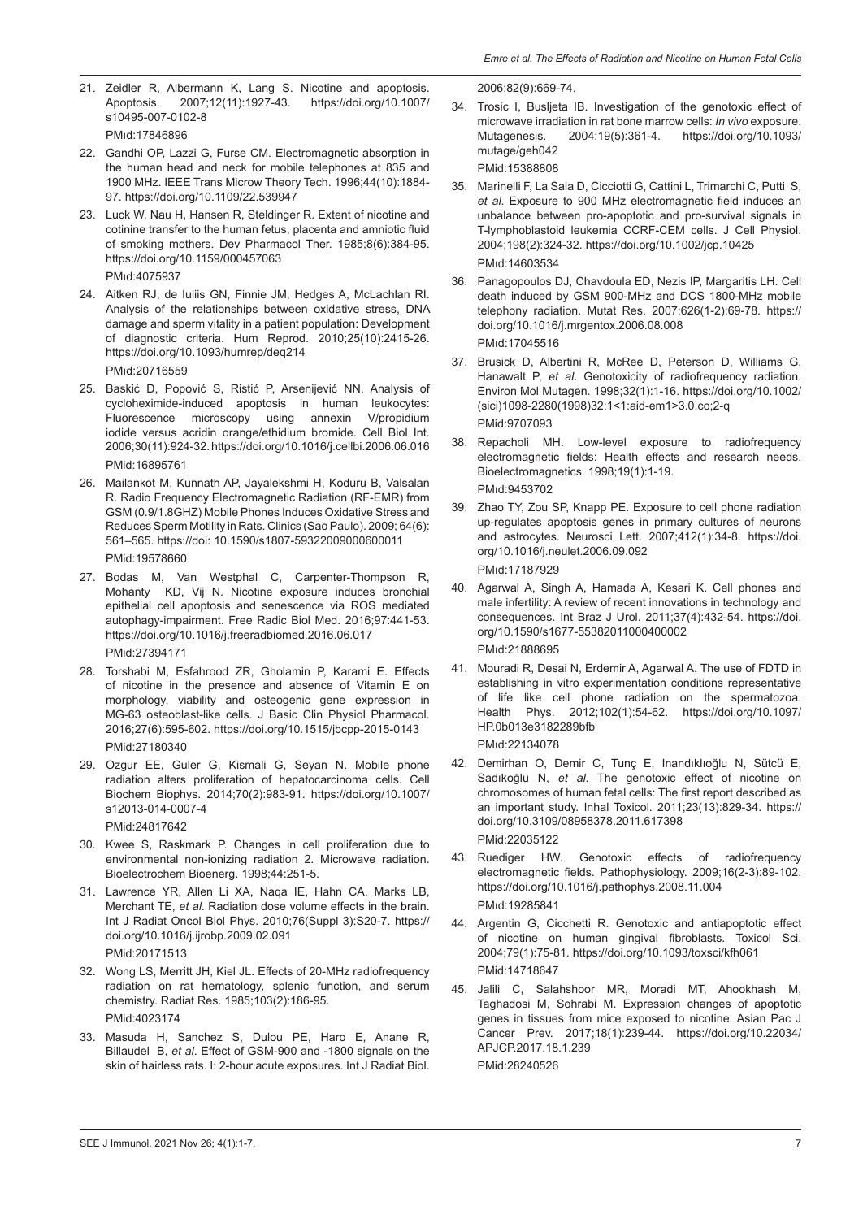21. Zeidler R, Albermann K, Lang S. Nicotine and apoptosis. Apoptosis. 2007;12(11):1927-43. https://doi.org/10.1007/s10495-007-0102-8
PMid:17846896

22. Gandhi OP, Lazzi G, Furse CM. Electromagnetic absorption in the human head and neck for mobile telephones at 835 and 1900 MHz. IEEE Trans Microw Theory Tech. 1996;44(10):1884-97. https://doi.org/10.1109/22.539947

23. Luck W, Nau H, Hansen R, Steldinger R. Extent of nicotine and cotinine transfer to the human fetus, placenta and amniotic fluid of smoking mothers. Dev Pharmacol Ther. 1985;8(6):384-95. https://doi.org/10.1159/000457063
PMıd:4075937

24. Aitken RJ, de Iuliis GN, Finnie JM, Hedges A, McLachlan RI. Analysis of the relationships between oxidative stress, DNA damage and sperm vitality in a patient population: Development of diagnostic criteria. Hum Reprod. 2010;25(10):2415-26. https://doi.org/10.1093/humrep/deq214
PMıd:20716559

25. Baskić D, Popović S, Ristić P, Arsenijević NN. Analysis of cycloheximide-induced apoptosis in human leukocytes: Fluorescence microscopy using annexin V/propidium iodide versus acridin orange/ethidium bromide. Cell Biol Int. 2006;30(11):924-32. https://doi.org/10.1016/j.cellbi.2006.06.016
PMid:16895761

26. Mailankot M, Kunnath AP, Jayalekshmi H, Koduru B, Valsalan R. Radio Frequency Electromagnetic Radiation (RF-EMR) from GSM (0.9/1.8GHZ) Mobile Phones Induces Oxidative Stress and Reduces Sperm Motility in Rats. Clinics (Sao Paulo). 2009; 64(6): 561–565. https://doi: 10.1590/s1807-59322009000600011
PMid:19578660

27. Bodas M, Van Westphal C, Carpenter-Thompson R, Mohanty KD, Vij N. Nicotine exposure induces bronchial epithelial cell apoptosis and senescence via ROS mediated autophagy-impairment. Free Radic Biol Med. 2016;97:441-53. https://doi.org/10.1016/j.freeradbiomed.2016.06.017
PMid:27394171

28. Torshabi M, Esfahrood ZR, Gholamin P, Karami E. Effects of nicotine in the presence and absence of Vitamin E on morphology, viability and osteogenic gene expression in MG-63 osteoblast-like cells. J Basic Clin Physiol Pharmacol. 2016;27(6):595-602. https://doi.org/10.1515/jbcpp-2015-0143
PMid:27180340

29. Ozgur EE, Guler G, Kismali G, Seyan N. Mobile phone radiation alters proliferation of hepatocarcinoma cells. Cell Biochem Biophys. 2014;70(2):983-91. https://doi.org/10.1007/s12013-014-0007-4
PMid:24817642

30. Kwee S, Raskmark P. Changes in cell proliferation due to environmental non-ionizing radiation 2. Microwave radiation. Bioelectrochem Bioenerg. 1998;44:251-5.

31. Lawrence YR, Allen Li XA, Naqa IE, Hahn CA, Marks LB, Merchant TE, *et al*. Radiation dose volume effects in the brain. Int J Radiat Oncol Biol Phys. 2010;76(Suppl 3):S20-7. https://doi.org/10.1016/j.ijrobp.2009.02.091
PMid:20171513

32. Wong LS, Merritt JH, Kiel JL. Effects of 20-MHz radiofrequency radiation on rat hematology, splenic function, and serum chemistry. Radiat Res. 1985;103(2):186-95.
PMid:4023174

33. Masuda H, Sanchez S, Dulou PE, Haro E, Anane R, Billaudel B, *et al*. Effect of GSM-900 and -1800 signals on the skin of hairless rats. I: 2-hour acute exposures. Int J Radiat Biol. 2006;82(9):669-74.

34. Trosic I, Busljeta IB. Investigation of the genotoxic effect of microwave irradiation in rat bone marrow cells: *In vivo* exposure. Mutagenesis. 2004;19(5):361-4. https://doi.org/10.1093/mutage/geh042
PMid:15388808

35. Marinelli F, La Sala D, Cicciotti G, Cattini L, Trimarchi C, Putti S, *et al*. Exposure to 900 MHz electromagnetic field induces an unbalance between pro-apoptotic and pro-survival signals in T-lymphoblastoid leukemia CCRF-CEM cells. J Cell Physiol. 2004;198(2):324-32. https://doi.org/10.1002/jcp.10425
PMıd:14603534

36. Panagopoulos DJ, Chavdoula ED, Nezis IP, Margaritis LH. Cell death induced by GSM 900-MHz and DCS 1800-MHz mobile telephony radiation. Mutat Res. 2007;626(1-2):69-78. https://doi.org/10.1016/j.mrgentox.2006.08.008
PMıd:17045516

37. Brusick D, Albertini R, McRee D, Peterson D, Williams G, Hanawalt P, *et al*. Genotoxicity of radiofrequency radiation. Environ Mol Mutagen. 1998;32(1):1-16. https://doi.org/10.1002/(sici)1098-2280(1998)32:1<1:aid-em1>3.0.co;2-q
PMid:9707093

38. Repacholi MH. Low-level exposure to radiofrequency electromagnetic fields: Health effects and research needs. Bioelectromagnetics. 1998;19(1):1-19.
PMıd:9453702

39. Zhao TY, Zou SP, Knapp PE. Exposure to cell phone radiation up-regulates apoptosis genes in primary cultures of neurons and astrocytes. Neurosci Lett. 2007;412(1):34-8. https://doi.org/10.1016/j.neulet.2006.09.092
PMid:17187929

40. Agarwal A, Singh A, Hamada A, Kesari K. Cell phones and male infertility: A review of recent innovations in technology and consequences. Int Braz J Urol. 2011;37(4):432-54. https://doi.org/10.1590/s1677-55382011000400002
PMid:21888695

41. Mouradi R, Desai N, Erdemir A, Agarwal A. The use of FDTD in establishing in vitro experimentation conditions representative of life like cell phone radiation on the spermatozoa. Health Phys. 2012;102(1):54-62. https://doi.org/10.1097/HP.0b013e3182289bfb
PMıd:22134078

42. Demirhan O, Demir C, Tunç E, Inandıklıoğlu N, Sütcü E, Sadıkoğlu N, *et al*. The genotoxic effect of nicotine on chromosomes of human fetal cells: The first report described as an important study. Inhal Toxicol. 2011;23(13):829-34. https://doi.org/10.3109/08958378.2011.617398
PMid:22035122

43. Ruediger HW. Genotoxic effects of radiofrequency electromagnetic fields. Pathophysiology. 2009;16(2-3):89-102. https://doi.org/10.1016/j.pathophys.2008.11.004
PMıd:19285841

44. Argentin G, Cicchetti R. Genotoxic and antiapoptotic effect of nicotine on human gingival fibroblasts. Toxicol Sci. 2004;79(1):75-81. https://doi.org/10.1093/toxsci/kfh061
PMid:14718647

45. Jalili C, Salahshoor MR, Moradi MT, Ahookhash M, Taghadosi M, Sohrabi M. Expression changes of apoptotic genes in tissues from mice exposed to nicotine. Asian Pac J Cancer Prev. 2017;18(1):239-44. https://doi.org/10.22034/APJCP.2017.18.1.239
PMid:28240526